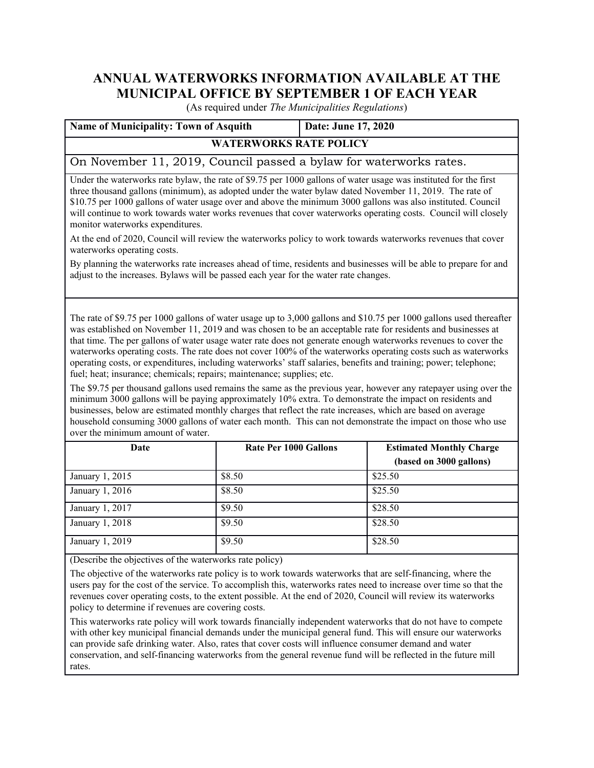# ANNUAL WATERWORKS INFORMATION AVAILABLE AT THE MUNICIPAL OFFICE BY SEPTEMBER 1 OF EACH YEAR

(As required under *The Municipalities Regulations*)

| **Name of Municipality: Town of Asquith** | **Date: June 17, 2020** |
|---|---|

## WATERWORKS RATE POLICY

On November 11, 2019, Council passed a bylaw for waterworks rates.

Under the waterworks rate bylaw, the rate of $9.75 per 1000 gallons of water usage was instituted for the first three thousand gallons (minimum), as adopted under the water bylaw dated November 11, 2019. The rate of $10.75 per 1000 gallons of water usage over and above the minimum 3000 gallons was also instituted. Council will continue to work towards water works revenues that cover waterworks operating costs. Council will closely monitor waterworks expenditures.

At the end of 2020, Council will review the waterworks policy to work towards waterworks revenues that cover waterworks operating costs.

By planning the waterworks rate increases ahead of time, residents and businesses will be able to prepare for and adjust to the increases. Bylaws will be passed each year for the water rate changes.

The rate of $9.75 per 1000 gallons of water usage up to 3,000 gallons and $10.75 per 1000 gallons used thereafter was established on November 11, 2019 and was chosen to be an acceptable rate for residents and businesses at that time. The per gallons of water usage water rate does not generate enough waterworks revenues to cover the waterworks operating costs. The rate does not cover 100% of the waterworks operating costs such as waterworks operating costs, or expenditures, including waterworks' staff salaries, benefits and training; power; telephone; fuel; heat; insurance; chemicals; repairs; maintenance; supplies; etc.

The $9.75 per thousand gallons used remains the same as the previous year, however any ratepayer using over the minimum 3000 gallons will be paying approximately 10% extra. To demonstrate the impact on residents and businesses, below are estimated monthly charges that reflect the rate increases, which are based on average household consuming 3000 gallons of water each month. This can not demonstrate the impact on those who use over the minimum amount of water.

| Date | Rate Per 1000 Gallons | Estimated Monthly Charge (based on 3000 gallons) |
|---|---|---|
| January 1, 2015 | $8.50 | $25.50 |
| January 1, 2016 | $8.50 | $25.50 |
| January 1, 2017 | $9.50 | $28.50 |
| January 1, 2018 | $9.50 | $28.50 |
| January 1, 2019 | $9.50 | $28.50 |

(Describe the objectives of the waterworks rate policy)

The objective of the waterworks rate policy is to work towards waterworks that are self-financing, where the users pay for the cost of the service. To accomplish this, waterworks rates need to increase over time so that the revenues cover operating costs, to the extent possible. At the end of 2020, Council will review its waterworks policy to determine if revenues are covering costs.

This waterworks rate policy will work towards financially independent waterworks that do not have to compete with other key municipal financial demands under the municipal general fund. This will ensure our waterworks can provide safe drinking water. Also, rates that cover costs will influence consumer demand and water conservation, and self-financing waterworks from the general revenue fund will be reflected in the future mill rates.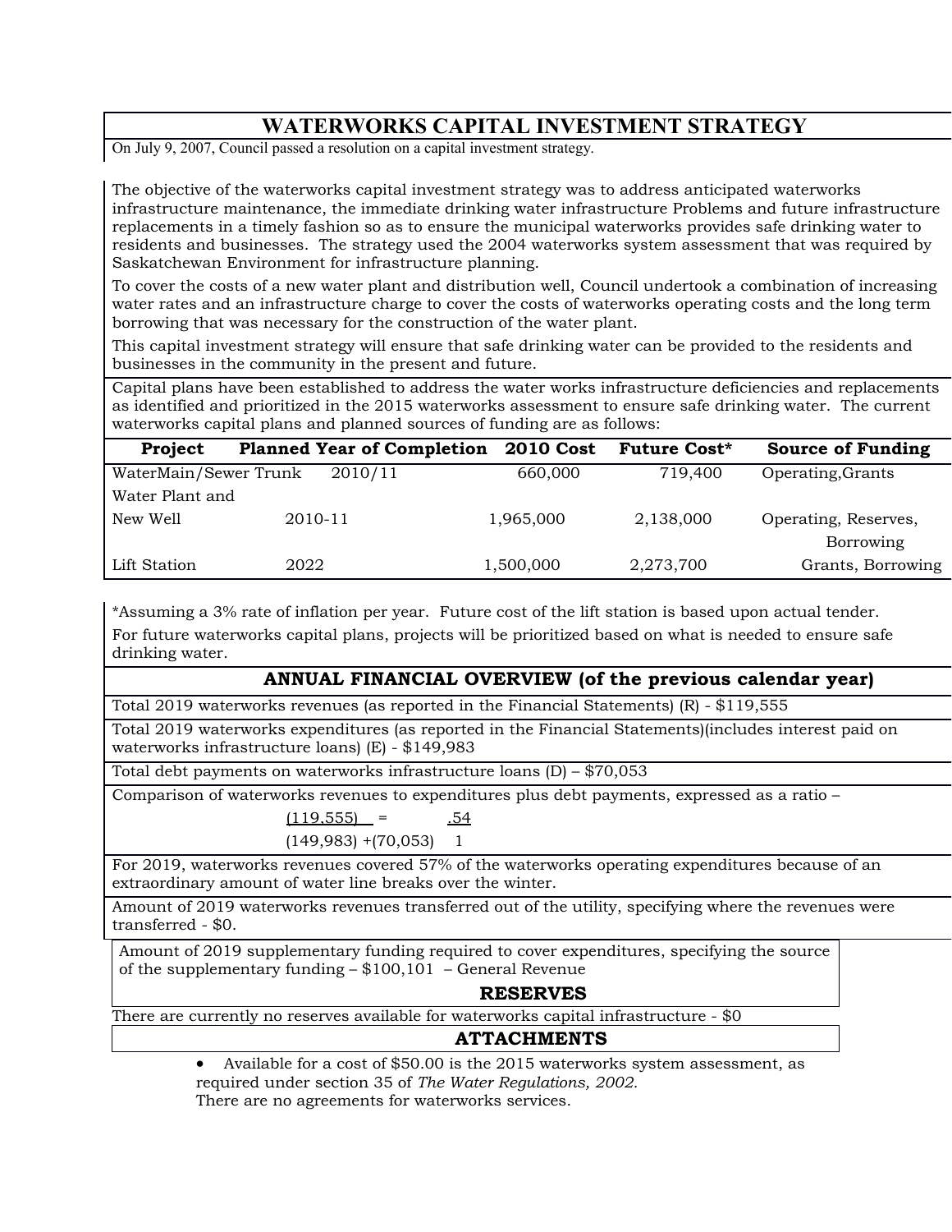# WATERWORKS CAPITAL INVESTMENT STRATEGY

On July 9, 2007, Council passed a resolution on a capital investment strategy.

The objective of the waterworks capital investment strategy was to address anticipated waterworks infrastructure maintenance, the immediate drinking water infrastructure Problems and future infrastructure replacements in a timely fashion so as to ensure the municipal waterworks provides safe drinking water to residents and businesses. The strategy used the 2004 waterworks system assessment that was required by Saskatchewan Environment for infrastructure planning.

To cover the costs of a new water plant and distribution well, Council undertook a combination of increasing water rates and an infrastructure charge to cover the costs of waterworks operating costs and the long term borrowing that was necessary for the construction of the water plant.

This capital investment strategy will ensure that safe drinking water can be provided to the residents and businesses in the community in the present and future.

Capital plans have been established to address the water works infrastructure deficiencies and replacements as identified and prioritized in the 2015 waterworks assessment to ensure safe drinking water. The current waterworks capital plans and planned sources of funding are as follows:

| Project | Planned Year of Completion | 2010 Cost | Future Cost* | Source of Funding |
|---|---|---|---|---|
| WaterMain/Sewer Trunk | 2010/11 | 660,000 | 719,400 | Operating,Grants |
| Water Plant and New Well | 2010-11 | 1,965,000 | 2,138,000 | Operating, Reserves, Borrowing |
| Lift Station | 2022 | 1,500,000 | 2,273,700 | Grants, Borrowing |

*Assuming a 3% rate of inflation per year. Future cost of the lift station is based upon actual tender.

For future waterworks capital plans, projects will be prioritized based on what is needed to ensure safe drinking water.

## ANNUAL FINANCIAL OVERVIEW (of the previous calendar year)

Total 2019 waterworks revenues (as reported in the Financial Statements) (R) - $119,555

Total 2019 waterworks expenditures (as reported in the Financial Statements)(includes interest paid on waterworks infrastructure loans) (E) - $149,983

Total debt payments on waterworks infrastructure loans (D) – $70,053

Comparison of waterworks revenues to expenditures plus debt payments, expressed as a ratio –

$$\frac{(119{,}555)}{(149{,}983)+(70{,}053)} = \frac{.54}{1}$$

For 2019, waterworks revenues covered 57% of the waterworks operating expenditures because of an extraordinary amount of water line breaks over the winter.

Amount of 2019 waterworks revenues transferred out of the utility, specifying where the revenues were transferred - $0.

Amount of 2019 supplementary funding required to cover expenditures, specifying the source of the supplementary funding – $100,101 – General Revenue

## RESERVES

There are currently no reserves available for waterworks capital infrastructure - $0

## ATTACHMENTS

- Available for a cost of $50.00 is the 2015 waterworks system assessment, as required under section 35 of *The Water Regulations, 2002.*

There are no agreements for waterworks services.